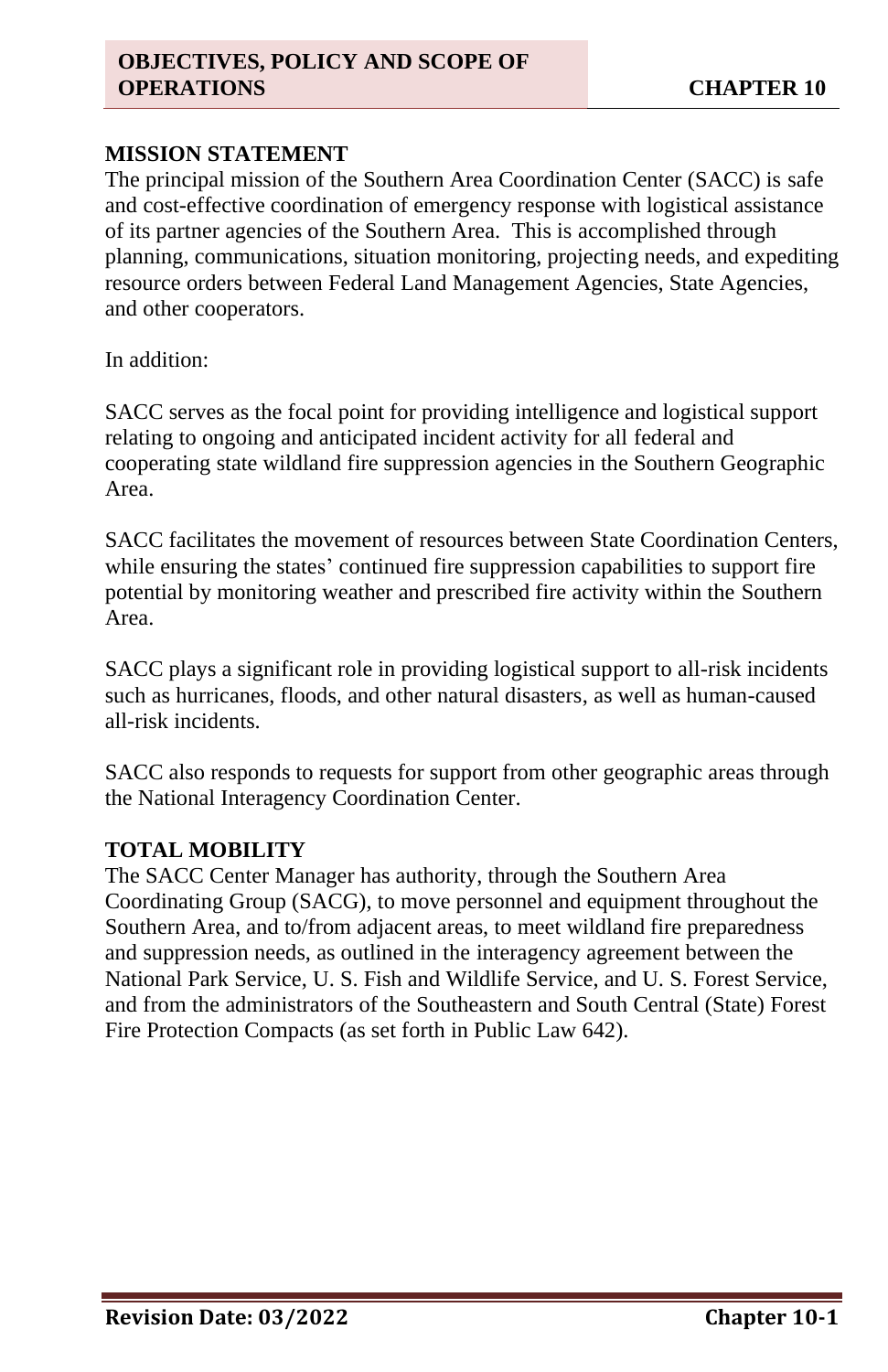# OBJECTIVES, POLICY AND SCOPE OF OPERATIONS

## MISSION STATEMENT

The principal mission of the Southern Area Coordination Center (SACC) is safe and cost-effective coordination of emergency response with logistical assistance of its partner agencies of the Southern Area. This is accomplished through planning, communications, situation monitoring, projecting needs, and expediting resource orders between Federal Land Management Agencies, State Agencies, and other cooperators.

In addition:

SACC serves as the focal point for providing intelligence and logistical support relating to ongoing and anticipated incident activity for all federal and cooperating state wildland fire suppression agencies in the Southern Geographic Area.

SACC facilitates the movement of resources between State Coordination Centers, while ensuring the states' continued fire suppression capabilities to support fire potential by monitoring weather and prescribed fire activity within the Southern Area.

SACC plays a significant role in providing logistical support to all-risk incidents such as hurricanes, floods, and other natural disasters, as well as human-caused all-risk incidents.

SACC also responds to requests for support from other geographic areas through the National Interagency Coordination Center.

## TOTAL MOBILITY

The SACC Center Manager has authority, through the Southern Area Coordinating Group (SACG), to move personnel and equipment throughout the Southern Area, and to/from adjacent areas, to meet wildland fire preparedness and suppression needs, as outlined in the interagency agreement between the National Park Service, U. S. Fish and Wildlife Service, and U. S. Forest Service, and from the administrators of the Southeastern and South Central (State) Forest Fire Protection Compacts (as set forth in Public Law 642).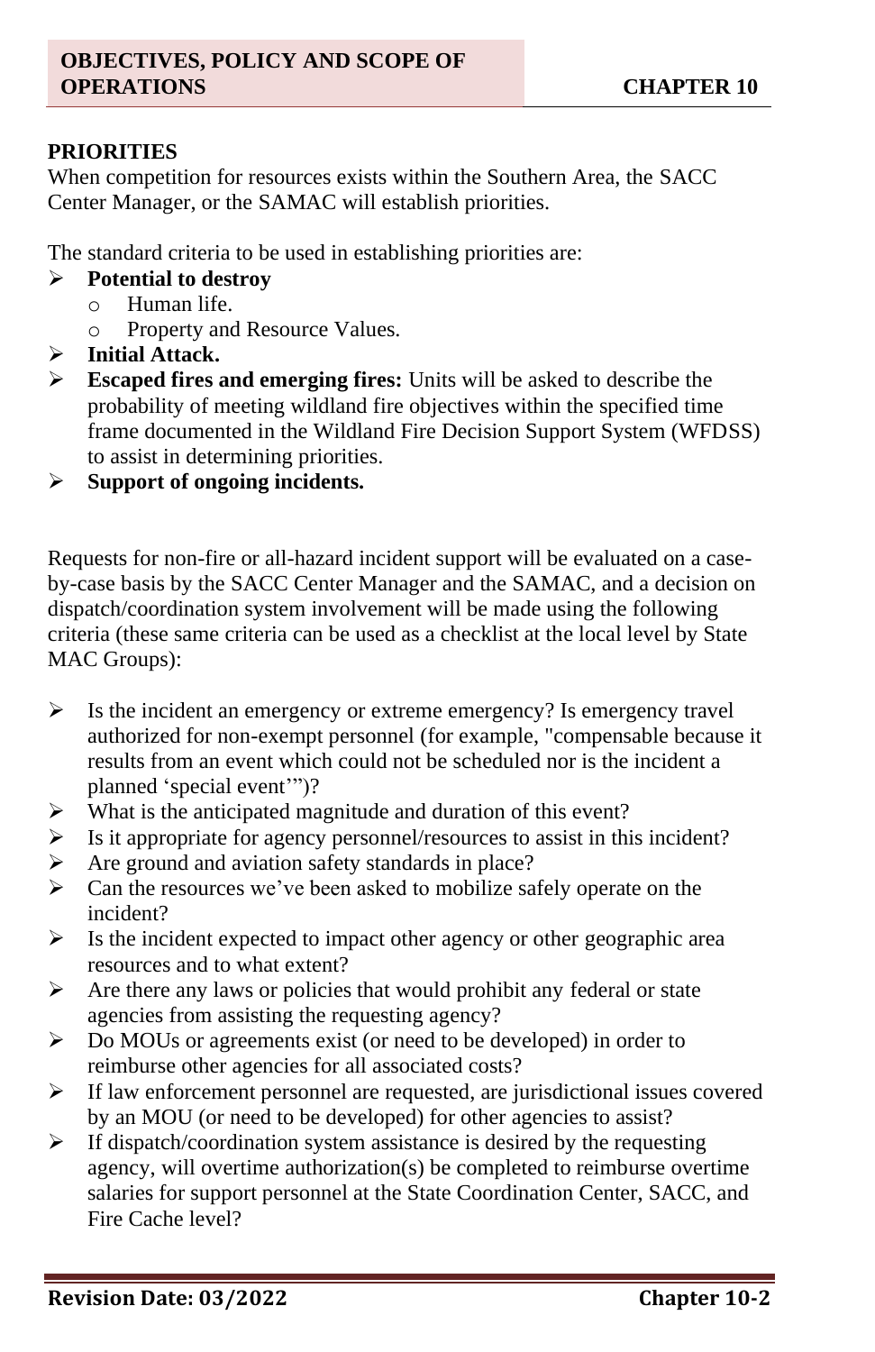## PRIORITIES

When competition for resources exists within the Southern Area, the SACC Center Manager, or the SAMAC will establish priorities.

The standard criteria to be used in establishing priorities are:

- **Potential to destroy**
    - Human life.
    - Property and Resource Values.
- **Initial Attack.**
- **Escaped fires and emerging fires:** Units will be asked to describe the probability of meeting wildland fire objectives within the specified time frame documented in the Wildland Fire Decision Support System (WFDSS) to assist in determining priorities.
- **Support of ongoing incidents.**

Requests for non-fire or all-hazard incident support will be evaluated on a case-by-case basis by the SACC Center Manager and the SAMAC, and a decision on dispatch/coordination system involvement will be made using the following criteria (these same criteria can be used as a checklist at the local level by State MAC Groups):

- Is the incident an emergency or extreme emergency? Is emergency travel authorized for non-exempt personnel (for example, "compensable because it results from an event which could not be scheduled nor is the incident a planned 'special event'")?
- What is the anticipated magnitude and duration of this event?
- Is it appropriate for agency personnel/resources to assist in this incident?
- Are ground and aviation safety standards in place?
- Can the resources we've been asked to mobilize safely operate on the incident?
- Is the incident expected to impact other agency or other geographic area resources and to what extent?
- Are there any laws or policies that would prohibit any federal or state agencies from assisting the requesting agency?
- Do MOUs or agreements exist (or need to be developed) in order to reimburse other agencies for all associated costs?
- If law enforcement personnel are requested, are jurisdictional issues covered by an MOU (or need to be developed) for other agencies to assist?
- If dispatch/coordination system assistance is desired by the requesting agency, will overtime authorization(s) be completed to reimburse overtime salaries for support personnel at the State Coordination Center, SACC, and Fire Cache level?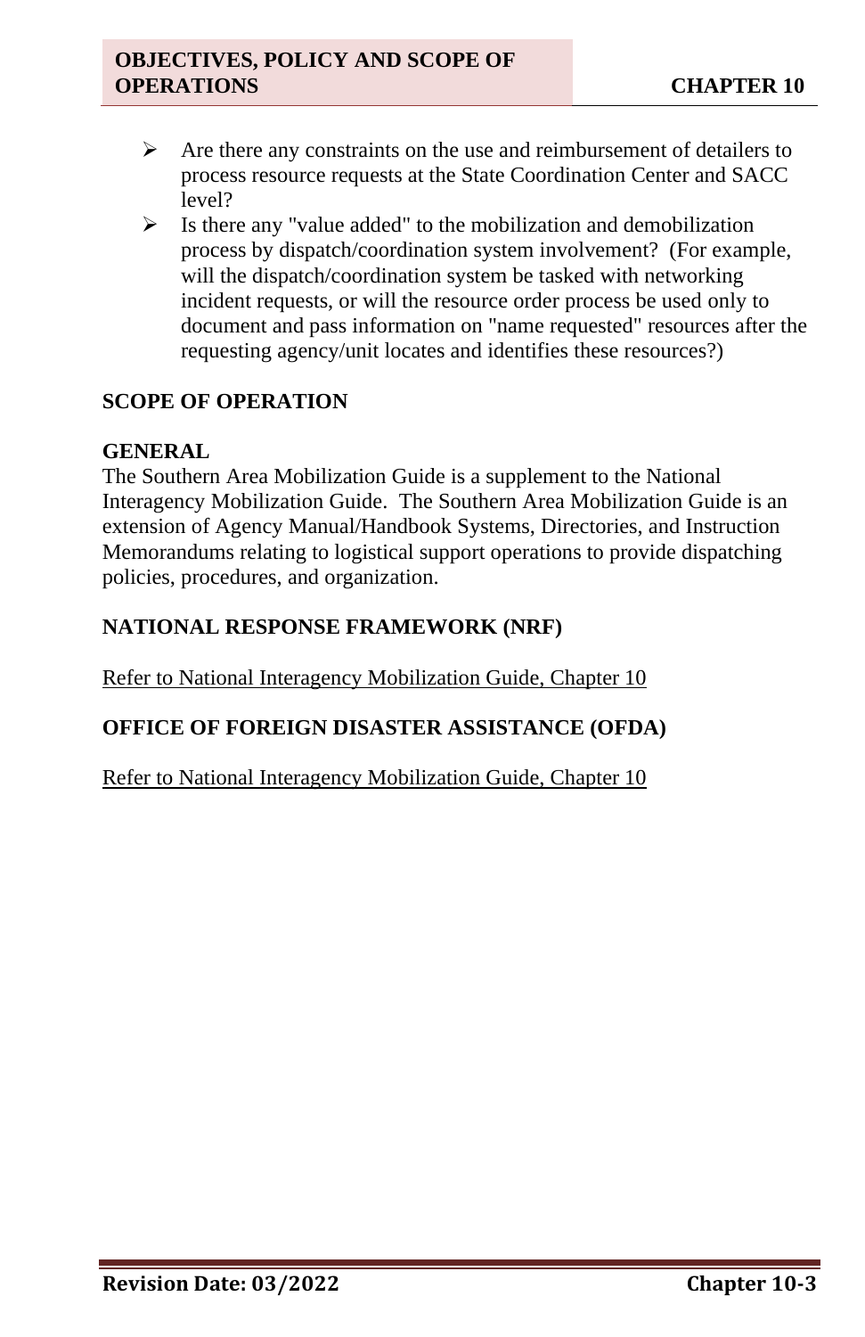- Are there any constraints on the use and reimbursement of detailers to process resource requests at the State Coordination Center and SACC level?
- Is there any "value added" to the mobilization and demobilization process by dispatch/coordination system involvement? (For example, will the dispatch/coordination system be tasked with networking incident requests, or will the resource order process be used only to document and pass information on "name requested" resources after the requesting agency/unit locates and identifies these resources?)

## SCOPE OF OPERATION

### GENERAL

The Southern Area Mobilization Guide is a supplement to the National Interagency Mobilization Guide. The Southern Area Mobilization Guide is an extension of Agency Manual/Handbook Systems, Directories, and Instruction Memorandums relating to logistical support operations to provide dispatching policies, procedures, and organization.

### NATIONAL RESPONSE FRAMEWORK (NRF)

Refer to National Interagency Mobilization Guide, Chapter 10

### OFFICE OF FOREIGN DISASTER ASSISTANCE (OFDA)

Refer to National Interagency Mobilization Guide, Chapter 10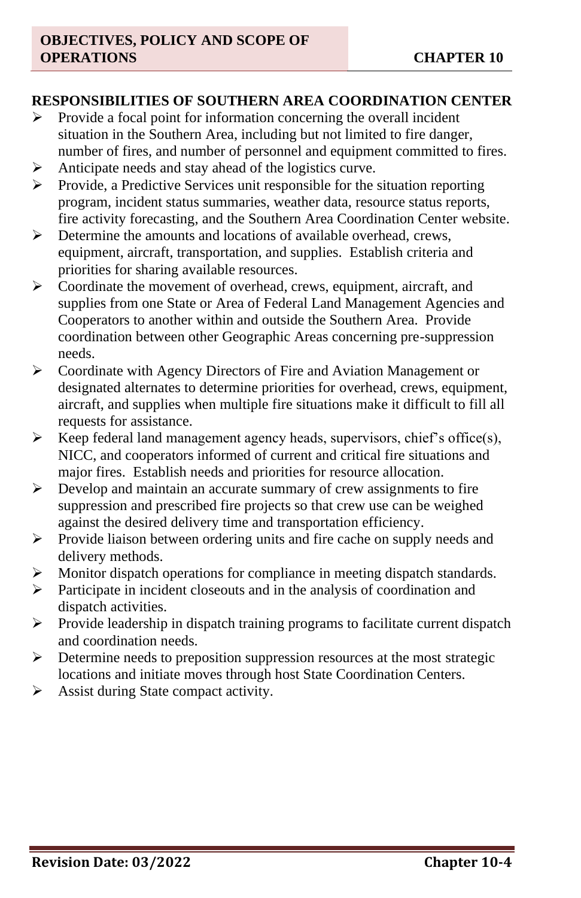## RESPONSIBILITIES OF SOUTHERN AREA COORDINATION CENTER

- Provide a focal point for information concerning the overall incident situation in the Southern Area, including but not limited to fire danger, number of fires, and number of personnel and equipment committed to fires.
- Anticipate needs and stay ahead of the logistics curve.
- Provide, a Predictive Services unit responsible for the situation reporting program, incident status summaries, weather data, resource status reports, fire activity forecasting, and the Southern Area Coordination Center website.
- Determine the amounts and locations of available overhead, crews, equipment, aircraft, transportation, and supplies. Establish criteria and priorities for sharing available resources.
- Coordinate the movement of overhead, crews, equipment, aircraft, and supplies from one State or Area of Federal Land Management Agencies and Cooperators to another within and outside the Southern Area. Provide coordination between other Geographic Areas concerning pre-suppression needs.
- Coordinate with Agency Directors of Fire and Aviation Management or designated alternates to determine priorities for overhead, crews, equipment, aircraft, and supplies when multiple fire situations make it difficult to fill all requests for assistance.
- Keep federal land management agency heads, supervisors, chief's office(s), NICC, and cooperators informed of current and critical fire situations and major fires. Establish needs and priorities for resource allocation.
- Develop and maintain an accurate summary of crew assignments to fire suppression and prescribed fire projects so that crew use can be weighed against the desired delivery time and transportation efficiency.
- Provide liaison between ordering units and fire cache on supply needs and delivery methods.
- Monitor dispatch operations for compliance in meeting dispatch standards.
- Participate in incident closeouts and in the analysis of coordination and dispatch activities.
- Provide leadership in dispatch training programs to facilitate current dispatch and coordination needs.
- Determine needs to preposition suppression resources at the most strategic locations and initiate moves through host State Coordination Centers.
- Assist during State compact activity.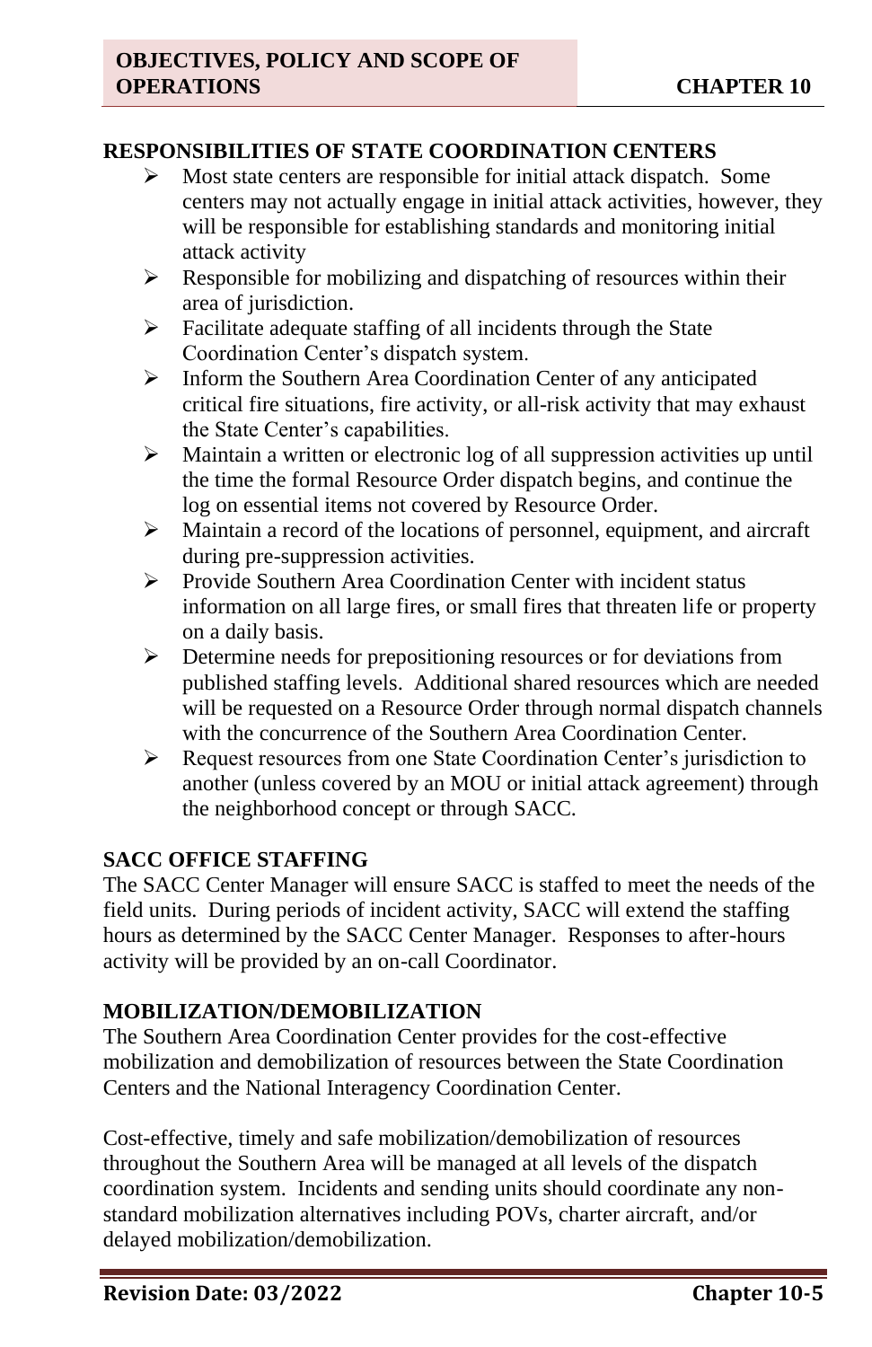## RESPONSIBILITIES OF STATE COORDINATION CENTERS

- Most state centers are responsible for initial attack dispatch. Some centers may not actually engage in initial attack activities, however, they will be responsible for establishing standards and monitoring initial attack activity
- Responsible for mobilizing and dispatching of resources within their area of jurisdiction.
- Facilitate adequate staffing of all incidents through the State Coordination Center's dispatch system.
- Inform the Southern Area Coordination Center of any anticipated critical fire situations, fire activity, or all-risk activity that may exhaust the State Center's capabilities.
- Maintain a written or electronic log of all suppression activities up until the time the formal Resource Order dispatch begins, and continue the log on essential items not covered by Resource Order.
- Maintain a record of the locations of personnel, equipment, and aircraft during pre-suppression activities.
- Provide Southern Area Coordination Center with incident status information on all large fires, or small fires that threaten life or property on a daily basis.
- Determine needs for prepositioning resources or for deviations from published staffing levels. Additional shared resources which are needed will be requested on a Resource Order through normal dispatch channels with the concurrence of the Southern Area Coordination Center.
- Request resources from one State Coordination Center's jurisdiction to another (unless covered by an MOU or initial attack agreement) through the neighborhood concept or through SACC.

## SACC OFFICE STAFFING

The SACC Center Manager will ensure SACC is staffed to meet the needs of the field units. During periods of incident activity, SACC will extend the staffing hours as determined by the SACC Center Manager. Responses to after-hours activity will be provided by an on-call Coordinator.

## MOBILIZATION/DEMOBILIZATION

The Southern Area Coordination Center provides for the cost-effective mobilization and demobilization of resources between the State Coordination Centers and the National Interagency Coordination Center.

Cost-effective, timely and safe mobilization/demobilization of resources throughout the Southern Area will be managed at all levels of the dispatch coordination system. Incidents and sending units should coordinate any non-standard mobilization alternatives including POVs, charter aircraft, and/or delayed mobilization/demobilization.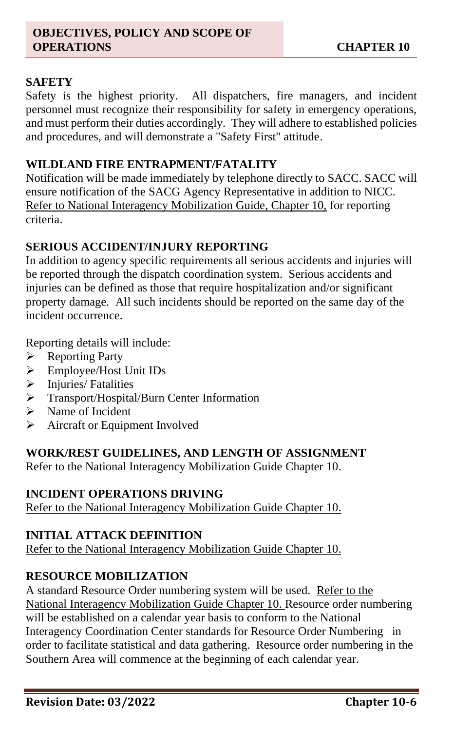## SAFETY

Safety is the highest priority. All dispatchers, fire managers, and incident personnel must recognize their responsibility for safety in emergency operations, and must perform their duties accordingly. They will adhere to established policies and procedures, and will demonstrate a "Safety First" attitude.

## WILDLAND FIRE ENTRAPMENT/FATALITY

Notification will be made immediately by telephone directly to SACC. SACC will ensure notification of the SACG Agency Representative in addition to NICC. Refer to National Interagency Mobilization Guide, Chapter 10, for reporting criteria.

## SERIOUS ACCIDENT/INJURY REPORTING

In addition to agency specific requirements all serious accidents and injuries will be reported through the dispatch coordination system. Serious accidents and injuries can be defined as those that require hospitalization and/or significant property damage. All such incidents should be reported on the same day of the incident occurrence.

Reporting details will include:

- Reporting Party
- Employee/Host Unit IDs
- Injuries/ Fatalities
- Transport/Hospital/Burn Center Information
- Name of Incident
- Aircraft or Equipment Involved

## WORK/REST GUIDELINES, AND LENGTH OF ASSIGNMENT

Refer to the National Interagency Mobilization Guide Chapter 10.

## INCIDENT OPERATIONS DRIVING

Refer to the National Interagency Mobilization Guide Chapter 10.

## INITIAL ATTACK DEFINITION

Refer to the National Interagency Mobilization Guide Chapter 10.

## RESOURCE MOBILIZATION

A standard Resource Order numbering system will be used. Refer to the National Interagency Mobilization Guide Chapter 10. Resource order numbering will be established on a calendar year basis to conform to the National Interagency Coordination Center standards for Resource Order Numbering in order to facilitate statistical and data gathering. Resource order numbering in the Southern Area will commence at the beginning of each calendar year.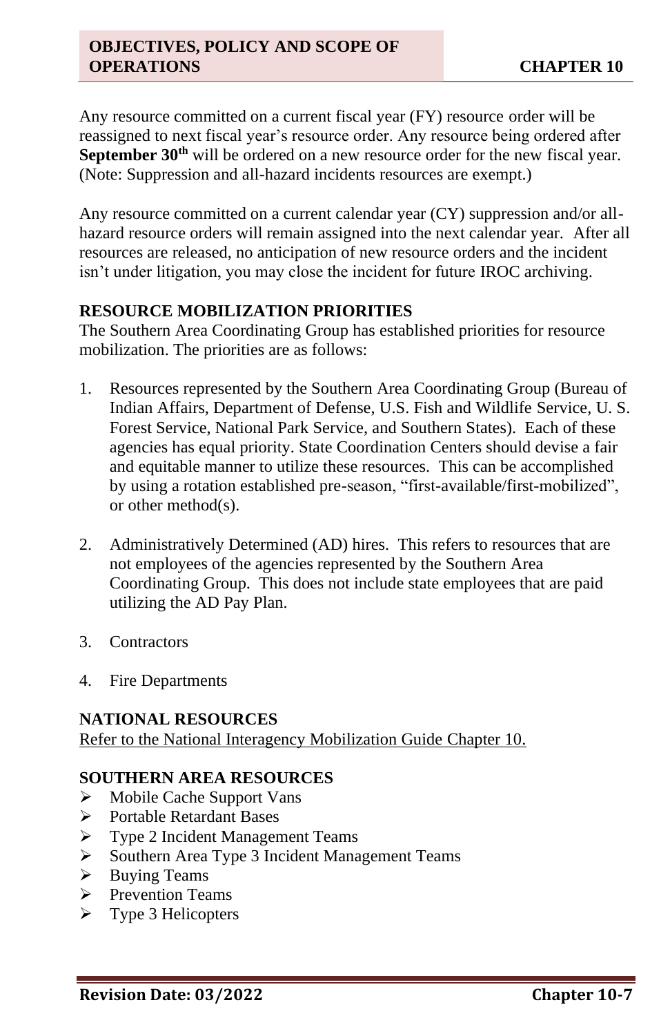Any resource committed on a current fiscal year (FY) resource order will be reassigned to next fiscal year's resource order. Any resource being ordered after **September 30th** will be ordered on a new resource order for the new fiscal year. (Note: Suppression and all-hazard incidents resources are exempt.)

Any resource committed on a current calendar year (CY) suppression and/or all-hazard resource orders will remain assigned into the next calendar year. After all resources are released, no anticipation of new resource orders and the incident isn't under litigation, you may close the incident for future IROC archiving.

## RESOURCE MOBILIZATION PRIORITIES

The Southern Area Coordinating Group has established priorities for resource mobilization. The priorities are as follows:

1. Resources represented by the Southern Area Coordinating Group (Bureau of Indian Affairs, Department of Defense, U.S. Fish and Wildlife Service, U. S. Forest Service, National Park Service, and Southern States). Each of these agencies has equal priority. State Coordination Centers should devise a fair and equitable manner to utilize these resources. This can be accomplished by using a rotation established pre-season, "first-available/first-mobilized", or other method(s).

2. Administratively Determined (AD) hires. This refers to resources that are not employees of the agencies represented by the Southern Area Coordinating Group. This does not include state employees that are paid utilizing the AD Pay Plan.

3. Contractors

4. Fire Departments

## NATIONAL RESOURCES

Refer to the National Interagency Mobilization Guide Chapter 10.

## SOUTHERN AREA RESOURCES

- Mobile Cache Support Vans
- Portable Retardant Bases
- Type 2 Incident Management Teams
- Southern Area Type 3 Incident Management Teams
- Buying Teams
- Prevention Teams
- Type 3 Helicopters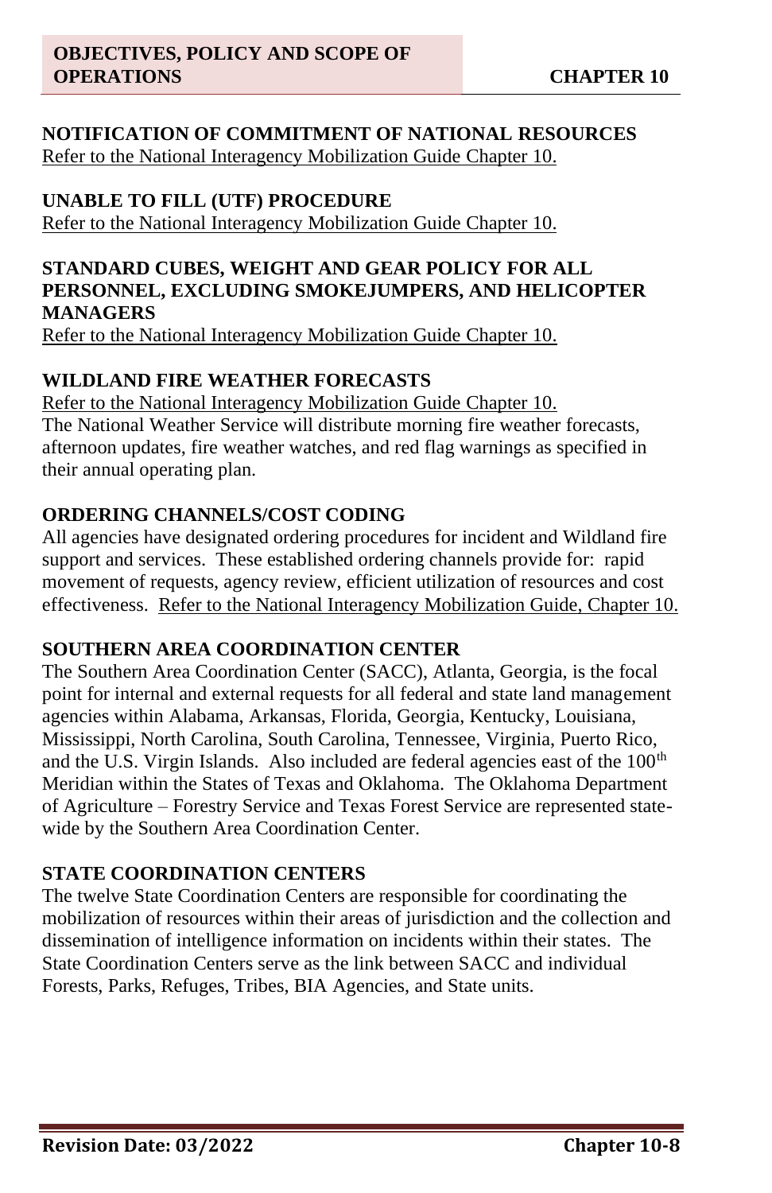## NOTIFICATION OF COMMITMENT OF NATIONAL RESOURCES

Refer to the National Interagency Mobilization Guide Chapter 10.

## UNABLE TO FILL (UTF) PROCEDURE

Refer to the National Interagency Mobilization Guide Chapter 10.

## STANDARD CUBES, WEIGHT AND GEAR POLICY FOR ALL PERSONNEL, EXCLUDING SMOKEJUMPERS, AND HELICOPTER MANAGERS

Refer to the National Interagency Mobilization Guide Chapter 10.

## WILDLAND FIRE WEATHER FORECASTS

Refer to the National Interagency Mobilization Guide Chapter 10.
The National Weather Service will distribute morning fire weather forecasts, afternoon updates, fire weather watches, and red flag warnings as specified in their annual operating plan.

## ORDERING CHANNELS/COST CODING

All agencies have designated ordering procedures for incident and Wildland fire support and services. These established ordering channels provide for: rapid movement of requests, agency review, efficient utilization of resources and cost effectiveness. Refer to the National Interagency Mobilization Guide, Chapter 10.

## SOUTHERN AREA COORDINATION CENTER

The Southern Area Coordination Center (SACC), Atlanta, Georgia, is the focal point for internal and external requests for all federal and state land management agencies within Alabama, Arkansas, Florida, Georgia, Kentucky, Louisiana, Mississippi, North Carolina, South Carolina, Tennessee, Virginia, Puerto Rico, and the U.S. Virgin Islands. Also included are federal agencies east of the 100th Meridian within the States of Texas and Oklahoma. The Oklahoma Department of Agriculture – Forestry Service and Texas Forest Service are represented state-wide by the Southern Area Coordination Center.

## STATE COORDINATION CENTERS

The twelve State Coordination Centers are responsible for coordinating the mobilization of resources within their areas of jurisdiction and the collection and dissemination of intelligence information on incidents within their states. The State Coordination Centers serve as the link between SACC and individual Forests, Parks, Refuges, Tribes, BIA Agencies, and State units.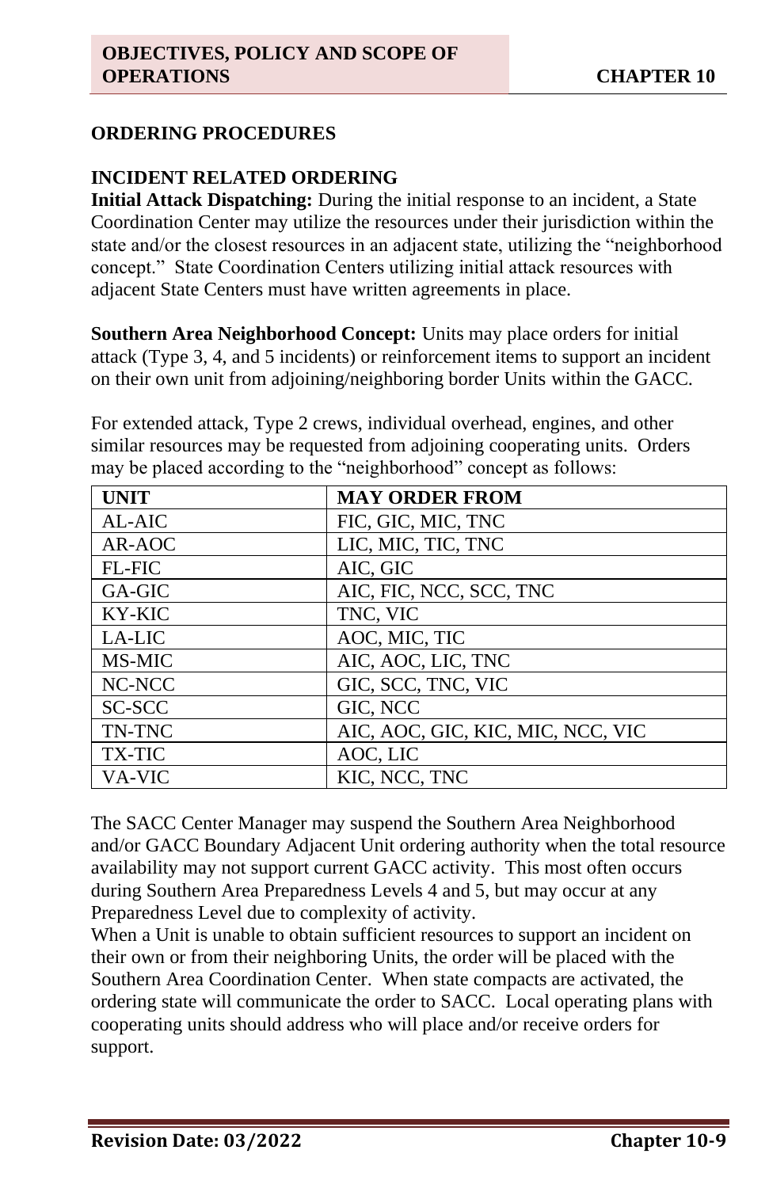## ORDERING PROCEDURES

### INCIDENT RELATED ORDERING

**Initial Attack Dispatching:** During the initial response to an incident, a State Coordination Center may utilize the resources under their jurisdiction within the state and/or the closest resources in an adjacent state, utilizing the "neighborhood concept." State Coordination Centers utilizing initial attack resources with adjacent State Centers must have written agreements in place.

**Southern Area Neighborhood Concept:** Units may place orders for initial attack (Type 3, 4, and 5 incidents) or reinforcement items to support an incident on their own unit from adjoining/neighboring border Units within the GACC.

For extended attack, Type 2 crews, individual overhead, engines, and other similar resources may be requested from adjoining cooperating units. Orders may be placed according to the "neighborhood" concept as follows:

| UNIT | MAY ORDER FROM |
|---|---|
| AL-AIC | FIC, GIC, MIC, TNC |
| AR-AOC | LIC, MIC, TIC, TNC |
| FL-FIC | AIC, GIC |
| GA-GIC | AIC, FIC, NCC, SCC, TNC |
| KY-KIC | TNC, VIC |
| LA-LIC | AOC, MIC, TIC |
| MS-MIC | AIC, AOC, LIC, TNC |
| NC-NCC | GIC, SCC, TNC, VIC |
| SC-SCC | GIC, NCC |
| TN-TNC | AIC, AOC, GIC, KIC, MIC, NCC, VIC |
| TX-TIC | AOC, LIC |
| VA-VIC | KIC, NCC, TNC |

The SACC Center Manager may suspend the Southern Area Neighborhood and/or GACC Boundary Adjacent Unit ordering authority when the total resource availability may not support current GACC activity. This most often occurs during Southern Area Preparedness Levels 4 and 5, but may occur at any Preparedness Level due to complexity of activity.

When a Unit is unable to obtain sufficient resources to support an incident on their own or from their neighboring Units, the order will be placed with the Southern Area Coordination Center. When state compacts are activated, the ordering state will communicate the order to SACC. Local operating plans with cooperating units should address who will place and/or receive orders for support.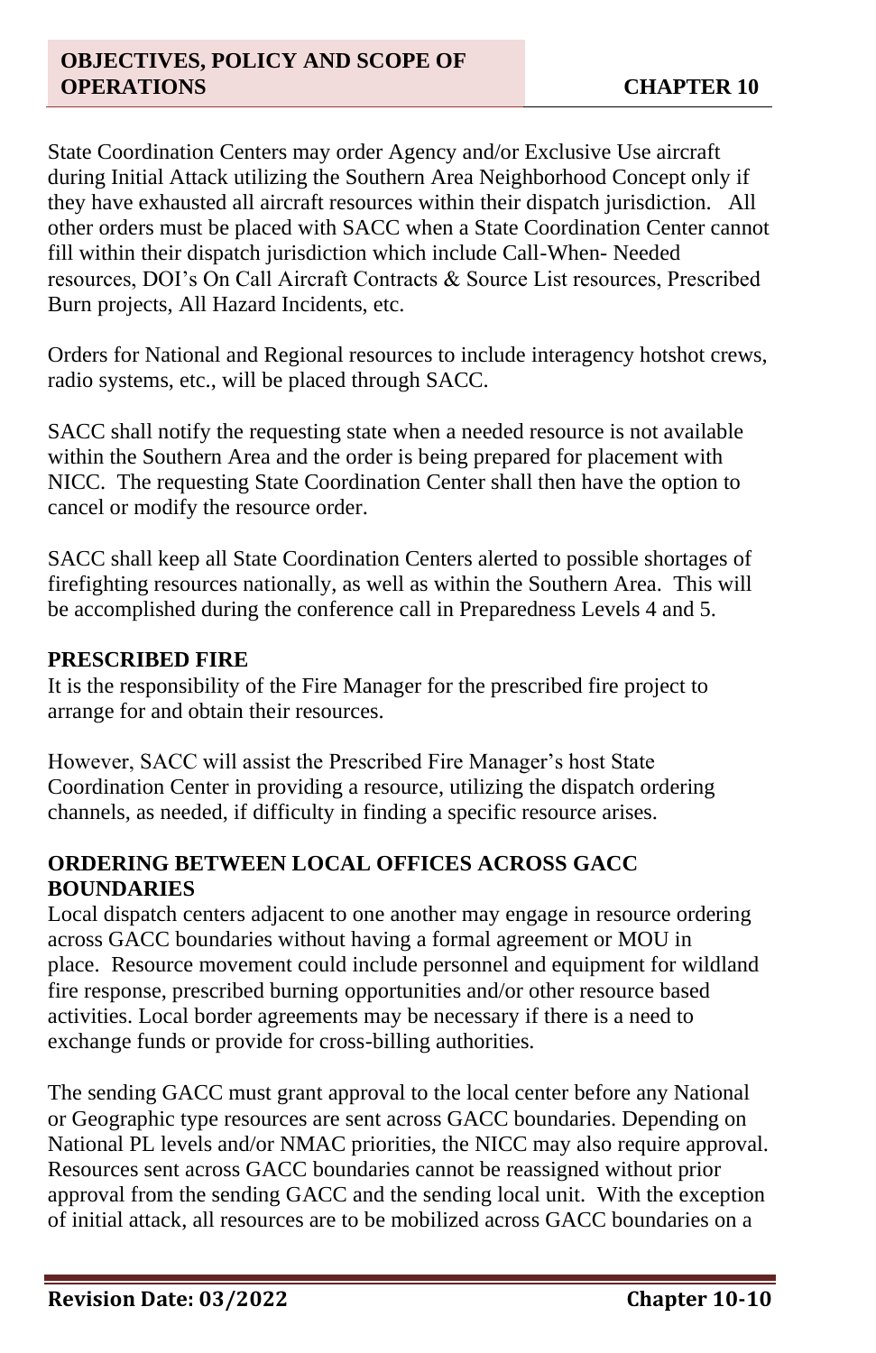State Coordination Centers may order Agency and/or Exclusive Use aircraft during Initial Attack utilizing the Southern Area Neighborhood Concept only if they have exhausted all aircraft resources within their dispatch jurisdiction. All other orders must be placed with SACC when a State Coordination Center cannot fill within their dispatch jurisdiction which include Call-When- Needed resources, DOI's On Call Aircraft Contracts & Source List resources, Prescribed Burn projects, All Hazard Incidents, etc.

Orders for National and Regional resources to include interagency hotshot crews, radio systems, etc., will be placed through SACC.

SACC shall notify the requesting state when a needed resource is not available within the Southern Area and the order is being prepared for placement with NICC. The requesting State Coordination Center shall then have the option to cancel or modify the resource order.

SACC shall keep all State Coordination Centers alerted to possible shortages of firefighting resources nationally, as well as within the Southern Area. This will be accomplished during the conference call in Preparedness Levels 4 and 5.

## PRESCRIBED FIRE

It is the responsibility of the Fire Manager for the prescribed fire project to arrange for and obtain their resources.

However, SACC will assist the Prescribed Fire Manager's host State Coordination Center in providing a resource, utilizing the dispatch ordering channels, as needed, if difficulty in finding a specific resource arises.

## ORDERING BETWEEN LOCAL OFFICES ACROSS GACC BOUNDARIES

Local dispatch centers adjacent to one another may engage in resource ordering across GACC boundaries without having a formal agreement or MOU in place. Resource movement could include personnel and equipment for wildland fire response, prescribed burning opportunities and/or other resource based activities. Local border agreements may be necessary if there is a need to exchange funds or provide for cross-billing authorities.

The sending GACC must grant approval to the local center before any National or Geographic type resources are sent across GACC boundaries. Depending on National PL levels and/or NMAC priorities, the NICC may also require approval. Resources sent across GACC boundaries cannot be reassigned without prior approval from the sending GACC and the sending local unit. With the exception of initial attack, all resources are to be mobilized across GACC boundaries on a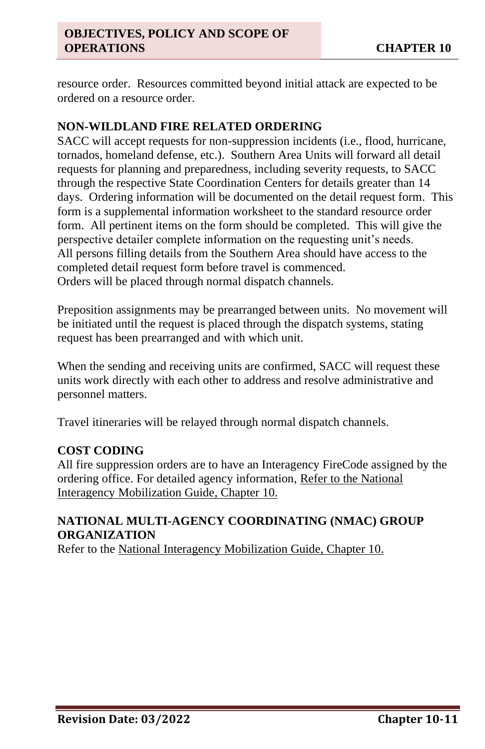resource order. Resources committed beyond initial attack are expected to be ordered on a resource order.

## NON-WILDLAND FIRE RELATED ORDERING

SACC will accept requests for non-suppression incidents (i.e., flood, hurricane, tornados, homeland defense, etc.). Southern Area Units will forward all detail requests for planning and preparedness, including severity requests, to SACC through the respective State Coordination Centers for details greater than 14 days. Ordering information will be documented on the detail request form. This form is a supplemental information worksheet to the standard resource order form. All pertinent items on the form should be completed. This will give the perspective detailer complete information on the requesting unit's needs. All persons filling details from the Southern Area should have access to the completed detail request form before travel is commenced.
Orders will be placed through normal dispatch channels.

Preposition assignments may be prearranged between units. No movement will be initiated until the request is placed through the dispatch systems, stating request has been prearranged and with which unit.

When the sending and receiving units are confirmed, SACC will request these units work directly with each other to address and resolve administrative and personnel matters.

Travel itineraries will be relayed through normal dispatch channels.

## COST CODING

All fire suppression orders are to have an Interagency FireCode assigned by the ordering office. For detailed agency information, Refer to the National Interagency Mobilization Guide, Chapter 10.

## NATIONAL MULTI-AGENCY COORDINATING (NMAC) GROUP ORGANIZATION

Refer to the National Interagency Mobilization Guide, Chapter 10.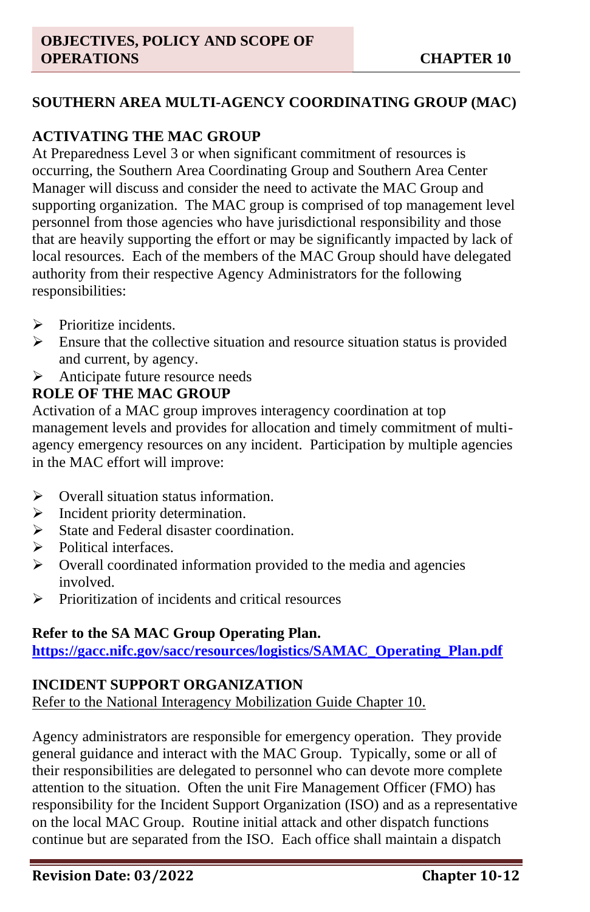## SOUTHERN AREA MULTI-AGENCY COORDINATING GROUP (MAC)

### ACTIVATING THE MAC GROUP

At Preparedness Level 3 or when significant commitment of resources is occurring, the Southern Area Coordinating Group and Southern Area Center Manager will discuss and consider the need to activate the MAC Group and supporting organization. The MAC group is comprised of top management level personnel from those agencies who have jurisdictional responsibility and those that are heavily supporting the effort or may be significantly impacted by lack of local resources. Each of the members of the MAC Group should have delegated authority from their respective Agency Administrators for the following responsibilities:

- Prioritize incidents.
- Ensure that the collective situation and resource situation status is provided and current, by agency.
- Anticipate future resource needs

### ROLE OF THE MAC GROUP

Activation of a MAC group improves interagency coordination at top management levels and provides for allocation and timely commitment of multi-agency emergency resources on any incident. Participation by multiple agencies in the MAC effort will improve:

- Overall situation status information.
- Incident priority determination.
- State and Federal disaster coordination.
- Political interfaces.
- Overall coordinated information provided to the media and agencies involved.
- Prioritization of incidents and critical resources

**Refer to the SA MAC Group Operating Plan.**
**https://gacc.nifc.gov/sacc/resources/logistics/SAMAC_Operating_Plan.pdf**

### INCIDENT SUPPORT ORGANIZATION

Refer to the National Interagency Mobilization Guide Chapter 10.

Agency administrators are responsible for emergency operation. They provide general guidance and interact with the MAC Group. Typically, some or all of their responsibilities are delegated to personnel who can devote more complete attention to the situation. Often the unit Fire Management Officer (FMO) has responsibility for the Incident Support Organization (ISO) and as a representative on the local MAC Group. Routine initial attack and other dispatch functions continue but are separated from the ISO. Each office shall maintain a dispatch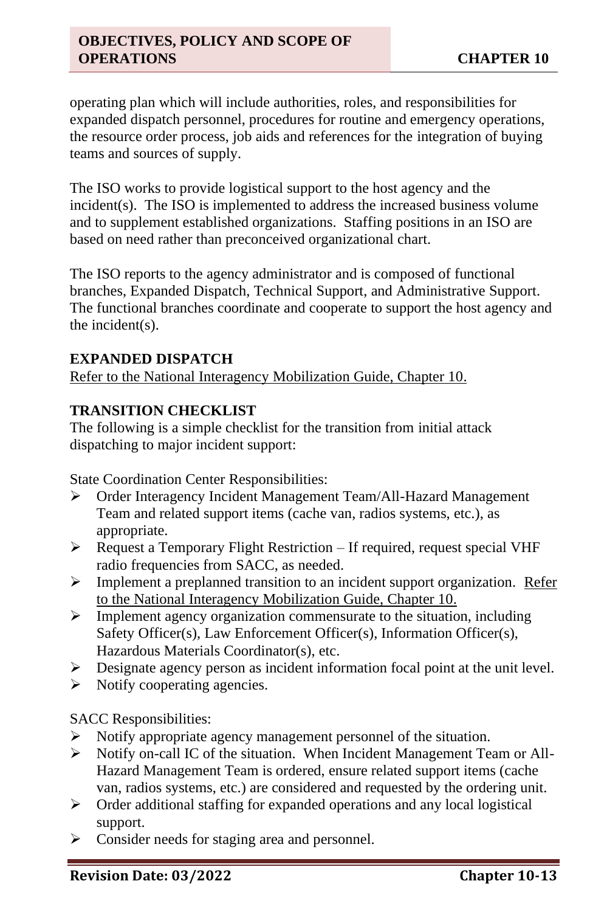operating plan which will include authorities, roles, and responsibilities for expanded dispatch personnel, procedures for routine and emergency operations, the resource order process, job aids and references for the integration of buying teams and sources of supply.

The ISO works to provide logistical support to the host agency and the incident(s). The ISO is implemented to address the increased business volume and to supplement established organizations. Staffing positions in an ISO are based on need rather than preconceived organizational chart.

The ISO reports to the agency administrator and is composed of functional branches, Expanded Dispatch, Technical Support, and Administrative Support. The functional branches coordinate and cooperate to support the host agency and the incident(s).

## EXPANDED DISPATCH

Refer to the National Interagency Mobilization Guide, Chapter 10.

## TRANSITION CHECKLIST

The following is a simple checklist for the transition from initial attack dispatching to major incident support:

State Coordination Center Responsibilities:

- Order Interagency Incident Management Team/All-Hazard Management Team and related support items (cache van, radios systems, etc.), as appropriate.
- Request a Temporary Flight Restriction – If required, request special VHF radio frequencies from SACC, as needed.
- Implement a preplanned transition to an incident support organization. Refer to the National Interagency Mobilization Guide, Chapter 10.
- Implement agency organization commensurate to the situation, including Safety Officer(s), Law Enforcement Officer(s), Information Officer(s), Hazardous Materials Coordinator(s), etc.
- Designate agency person as incident information focal point at the unit level.
- Notify cooperating agencies.

SACC Responsibilities:

- Notify appropriate agency management personnel of the situation.
- Notify on-call IC of the situation. When Incident Management Team or All-Hazard Management Team is ordered, ensure related support items (cache van, radios systems, etc.) are considered and requested by the ordering unit.
- Order additional staffing for expanded operations and any local logistical support.
- Consider needs for staging area and personnel.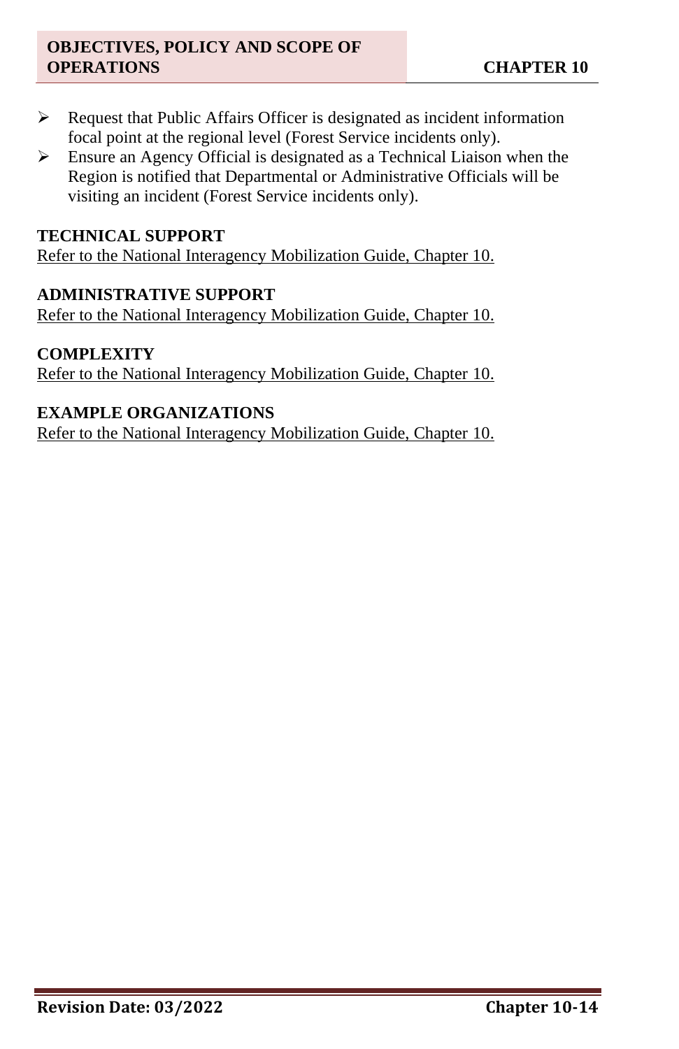- Request that Public Affairs Officer is designated as incident information focal point at the regional level (Forest Service incidents only).
- Ensure an Agency Official is designated as a Technical Liaison when the Region is notified that Departmental or Administrative Officials will be visiting an incident (Forest Service incidents only).

**TECHNICAL SUPPORT**

Refer to the National Interagency Mobilization Guide, Chapter 10.

**ADMINISTRATIVE SUPPORT**

Refer to the National Interagency Mobilization Guide, Chapter 10.

**COMPLEXITY**

Refer to the National Interagency Mobilization Guide, Chapter 10.

**EXAMPLE ORGANIZATIONS**

Refer to the National Interagency Mobilization Guide, Chapter 10.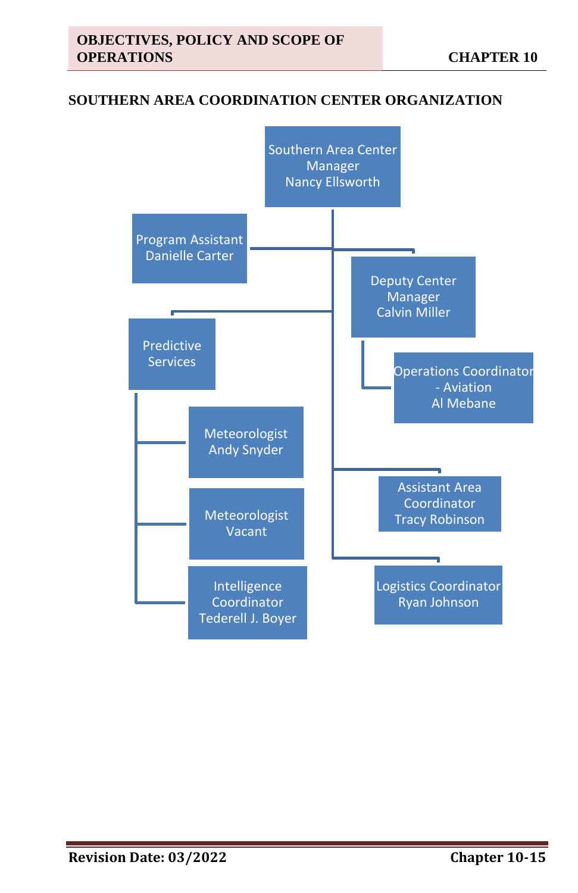## SOUTHERN AREA COORDINATION CENTER ORGANIZATION

- Southern Area Center Manager – Nancy Ellsworth
  - Program Assistant – Danielle Carter
  - Deputy Center Manager – Calvin Miller
    - Operations Coordinator - Aviation – Al Mebane
  - Predictive Services
    - Meteorologist – Andy Snyder
    - Meteorologist – Vacant
    - Intelligence Coordinator – Tederell J. Boyer
  - Assistant Area Coordinator – Tracy Robinson
  - Logistics Coordinator – Ryan Johnson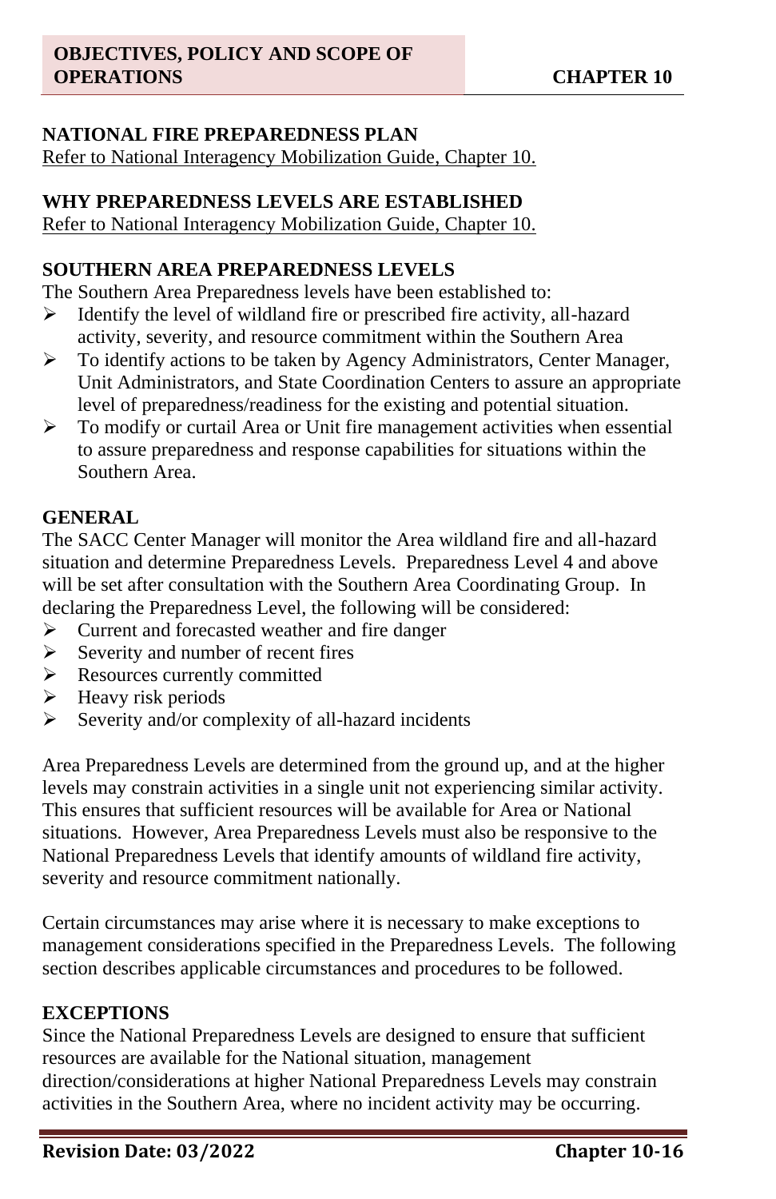## NATIONAL FIRE PREPAREDNESS PLAN

Refer to National Interagency Mobilization Guide, Chapter 10.

## WHY PREPAREDNESS LEVELS ARE ESTABLISHED

Refer to National Interagency Mobilization Guide, Chapter 10.

## SOUTHERN AREA PREPAREDNESS LEVELS

The Southern Area Preparedness levels have been established to:

- Identify the level of wildland fire or prescribed fire activity, all-hazard activity, severity, and resource commitment within the Southern Area
- To identify actions to be taken by Agency Administrators, Center Manager, Unit Administrators, and State Coordination Centers to assure an appropriate level of preparedness/readiness for the existing and potential situation.
- To modify or curtail Area or Unit fire management activities when essential to assure preparedness and response capabilities for situations within the Southern Area.

## GENERAL

The SACC Center Manager will monitor the Area wildland fire and all-hazard situation and determine Preparedness Levels. Preparedness Level 4 and above will be set after consultation with the Southern Area Coordinating Group. In declaring the Preparedness Level, the following will be considered:

- Current and forecasted weather and fire danger
- Severity and number of recent fires
- Resources currently committed
- Heavy risk periods
- Severity and/or complexity of all-hazard incidents

Area Preparedness Levels are determined from the ground up, and at the higher levels may constrain activities in a single unit not experiencing similar activity. This ensures that sufficient resources will be available for Area or National situations. However, Area Preparedness Levels must also be responsive to the National Preparedness Levels that identify amounts of wildland fire activity, severity and resource commitment nationally.

Certain circumstances may arise where it is necessary to make exceptions to management considerations specified in the Preparedness Levels. The following section describes applicable circumstances and procedures to be followed.

## EXCEPTIONS

Since the National Preparedness Levels are designed to ensure that sufficient resources are available for the National situation, management direction/considerations at higher National Preparedness Levels may constrain activities in the Southern Area, where no incident activity may be occurring.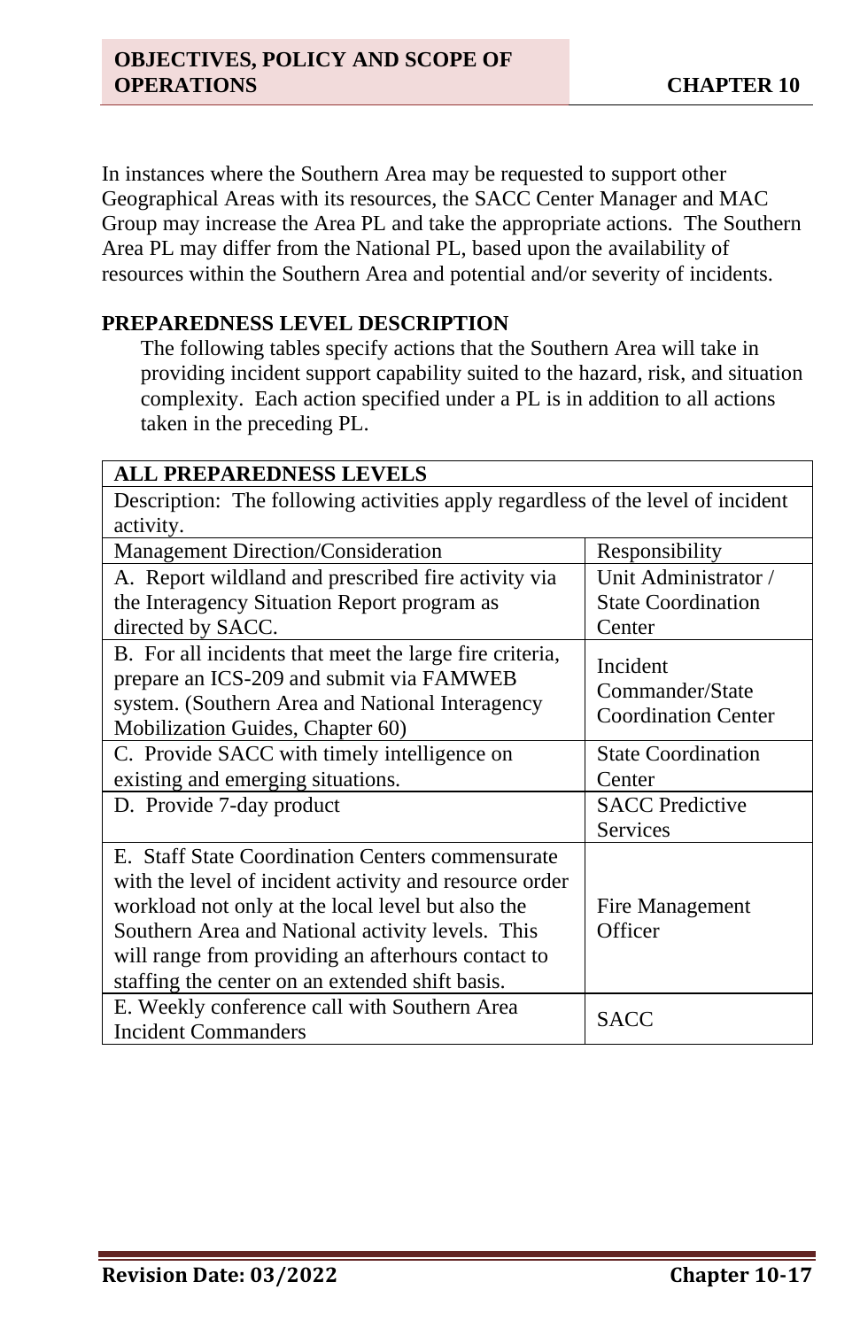In instances where the Southern Area may be requested to support other Geographical Areas with its resources, the SACC Center Manager and MAC Group may increase the Area PL and take the appropriate actions. The Southern Area PL may differ from the National PL, based upon the availability of resources within the Southern Area and potential and/or severity of incidents.

## PREPAREDNESS LEVEL DESCRIPTION

The following tables specify actions that the Southern Area will take in providing incident support capability suited to the hazard, risk, and situation complexity. Each action specified under a PL is in addition to all actions taken in the preceding PL.

| **ALL PREPAREDNESS LEVELS** | |
|---|---|
| Description: The following activities apply regardless of the level of incident activity. | |
| Management Direction/Consideration | Responsibility |
| A. Report wildland and prescribed fire activity via the Interagency Situation Report program as directed by SACC. | Unit Administrator / State Coordination Center |
| B. For all incidents that meet the large fire criteria, prepare an ICS-209 and submit via FAMWEB system. (Southern Area and National Interagency Mobilization Guides, Chapter 60) | Incident Commander/State Coordination Center |
| C. Provide SACC with timely intelligence on existing and emerging situations. | State Coordination Center |
| D. Provide 7-day product | SACC Predictive Services |
| E. Staff State Coordination Centers commensurate with the level of incident activity and resource order workload not only at the local level but also the Southern Area and National activity levels. This will range from providing an afterhours contact to staffing the center on an extended shift basis. | Fire Management Officer |
| E. Weekly conference call with Southern Area Incident Commanders | SACC |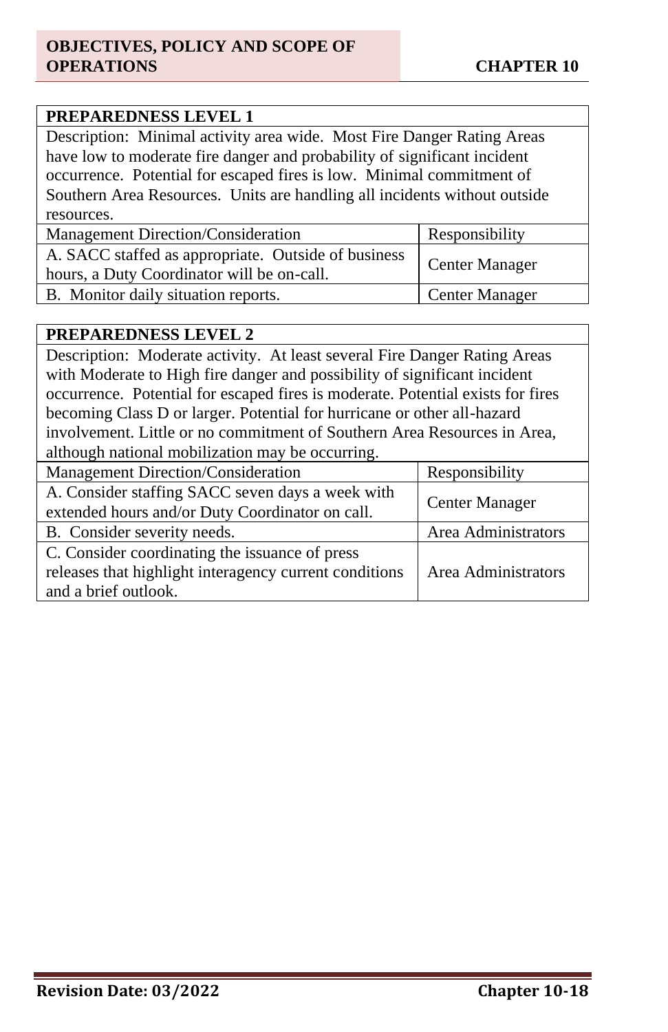| PREPAREDNESS LEVEL 1 | |
|---|---|
| Description: Minimal activity area wide. Most Fire Danger Rating Areas have low to moderate fire danger and probability of significant incident occurrence. Potential for escaped fires is low. Minimal commitment of Southern Area Resources. Units are handling all incidents without outside resources. | |
| Management Direction/Consideration | Responsibility |
| A. SACC staffed as appropriate. Outside of business hours, a Duty Coordinator will be on-call. | Center Manager |
| B. Monitor daily situation reports. | Center Manager |

| PREPAREDNESS LEVEL 2 | |
|---|---|
| Description: Moderate activity. At least several Fire Danger Rating Areas with Moderate to High fire danger and possibility of significant incident occurrence. Potential for escaped fires is moderate. Potential exists for fires becoming Class D or larger. Potential for hurricane or other all-hazard involvement. Little or no commitment of Southern Area Resources in Area, although national mobilization may be occurring. | |
| Management Direction/Consideration | Responsibility |
| A. Consider staffing SACC seven days a week with extended hours and/or Duty Coordinator on call. | Center Manager |
| B. Consider severity needs. | Area Administrators |
| C. Consider coordinating the issuance of press releases that highlight interagency current conditions and a brief outlook. | Area Administrators |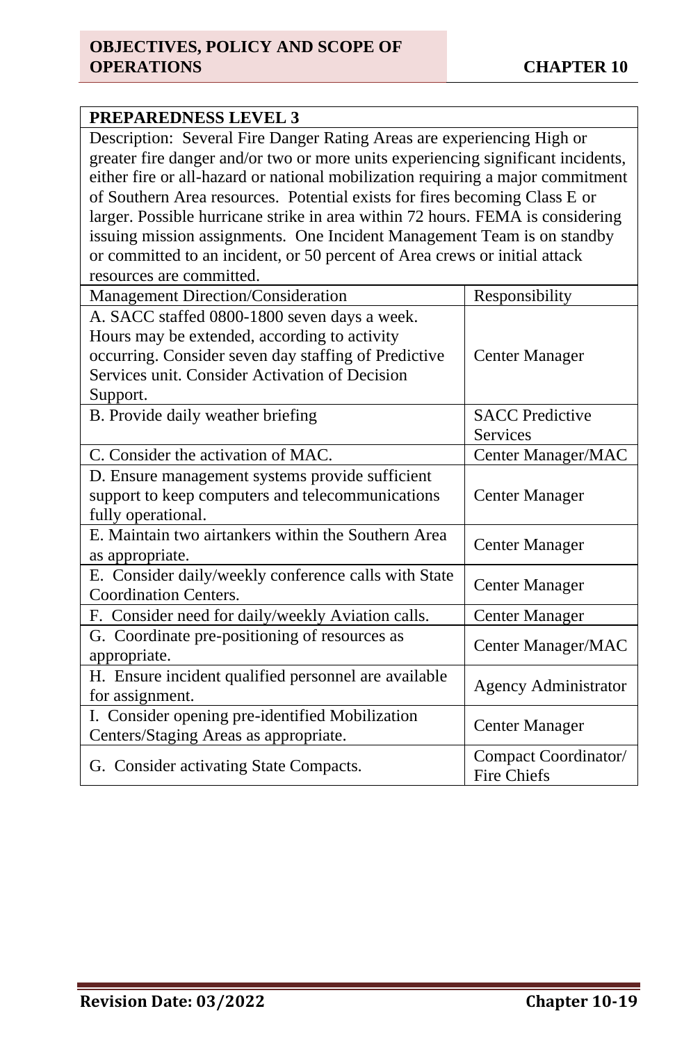| PREPAREDNESS LEVEL 3 | |
|---|---|
| Description: Several Fire Danger Rating Areas are experiencing High or greater fire danger and/or two or more units experiencing significant incidents, either fire or all-hazard or national mobilization requiring a major commitment of Southern Area resources. Potential exists for fires becoming Class E or larger. Possible hurricane strike in area within 72 hours. FEMA is considering issuing mission assignments. One Incident Management Team is on standby or committed to an incident, or 50 percent of Area crews or initial attack resources are committed. | |
| Management Direction/Consideration | Responsibility |
| A. SACC staffed 0800-1800 seven days a week. Hours may be extended, according to activity occurring. Consider seven day staffing of Predictive Services unit. Consider Activation of Decision Support. | Center Manager |
| B. Provide daily weather briefing | SACC Predictive Services |
| C. Consider the activation of MAC. | Center Manager/MAC |
| D. Ensure management systems provide sufficient support to keep computers and telecommunications fully operational. | Center Manager |
| E. Maintain two airtankers within the Southern Area as appropriate. | Center Manager |
| E. Consider daily/weekly conference calls with State Coordination Centers. | Center Manager |
| F. Consider need for daily/weekly Aviation calls. | Center Manager |
| G. Coordinate pre-positioning of resources as appropriate. | Center Manager/MAC |
| H. Ensure incident qualified personnel are available for assignment. | Agency Administrator |
| I. Consider opening pre-identified Mobilization Centers/Staging Areas as appropriate. | Center Manager |
| G. Consider activating State Compacts. | Compact Coordinator/ Fire Chiefs |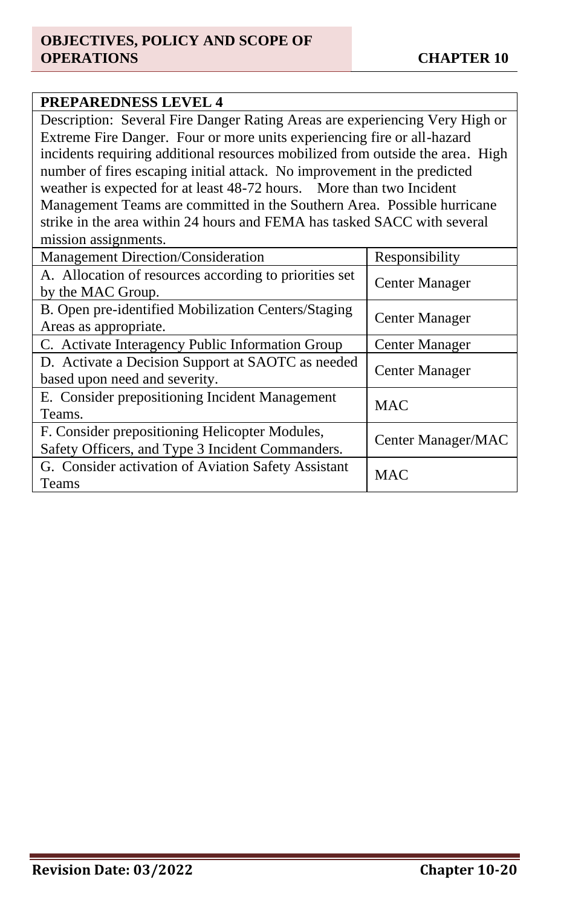| PREPAREDNESS LEVEL 4 | |
| --- | --- |
| Description: Several Fire Danger Rating Areas are experiencing Very High or Extreme Fire Danger. Four or more units experiencing fire or all-hazard incidents requiring additional resources mobilized from outside the area. High number of fires escaping initial attack. No improvement in the predicted weather is expected for at least 48-72 hours. More than two Incident Management Teams are committed in the Southern Area. Possible hurricane strike in the area within 24 hours and FEMA has tasked SACC with several mission assignments. | |
| Management Direction/Consideration | Responsibility |
| A. Allocation of resources according to priorities set by the MAC Group. | Center Manager |
| B. Open pre-identified Mobilization Centers/Staging Areas as appropriate. | Center Manager |
| C. Activate Interagency Public Information Group | Center Manager |
| D. Activate a Decision Support at SAOTC as needed based upon need and severity. | Center Manager |
| E. Consider prepositioning Incident Management Teams. | MAC |
| F. Consider prepositioning Helicopter Modules, Safety Officers, and Type 3 Incident Commanders. | Center Manager/MAC |
| G. Consider activation of Aviation Safety Assistant Teams | MAC |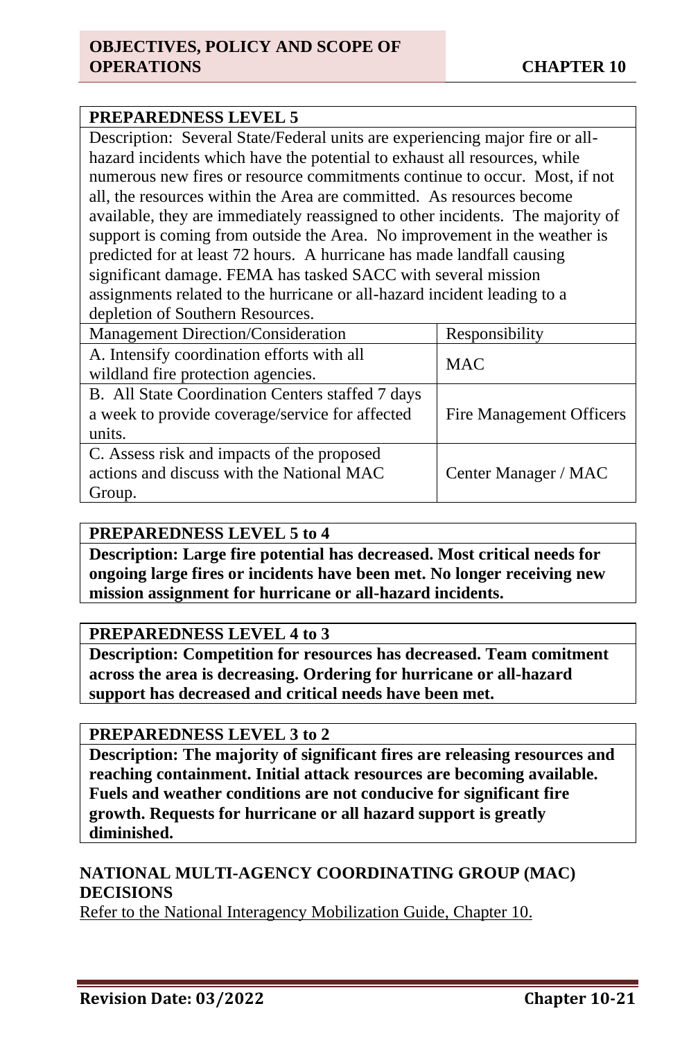## PREPAREDNESS LEVEL 5

Description: Several State/Federal units are experiencing major fire or all-hazard incidents which have the potential to exhaust all resources, while numerous new fires or resource commitments continue to occur. Most, if not all, the resources within the Area are committed. As resources become available, they are immediately reassigned to other incidents. The majority of support is coming from outside the Area. No improvement in the weather is predicted for at least 72 hours. A hurricane has made landfall causing significant damage. FEMA has tasked SACC with several mission assignments related to the hurricane or all-hazard incident leading to a depletion of Southern Resources.

| Management Direction/Consideration | Responsibility |
|---|---|
| A. Intensify coordination efforts with all wildland fire protection agencies. | MAC |
| B. All State Coordination Centers staffed 7 days a week to provide coverage/service for affected units. | Fire Management Officers |
| C. Assess risk and impacts of the proposed actions and discuss with the National MAC Group. | Center Manager / MAC |

## PREPAREDNESS LEVEL 5 to 4

**Description: Large fire potential has decreased. Most critical needs for ongoing large fires or incidents have been met. No longer receiving new mission assignment for hurricane or all-hazard incidents.**

## PREPAREDNESS LEVEL 4 to 3

**Description: Competition for resources has decreased. Team comitment across the area is decreasing. Ordering for hurricane or all-hazard support has decreased and critical needs have been met.**

## PREPAREDNESS LEVEL 3 to 2

**Description: The majority of significant fires are releasing resources and reaching containment. Initial attack resources are becoming available. Fuels and weather conditions are not conducive for significant fire growth. Requests for hurricane or all hazard support is greatly diminished.**

## NATIONAL MULTI-AGENCY COORDINATING GROUP (MAC) DECISIONS

Refer to the National Interagency Mobilization Guide, Chapter 10.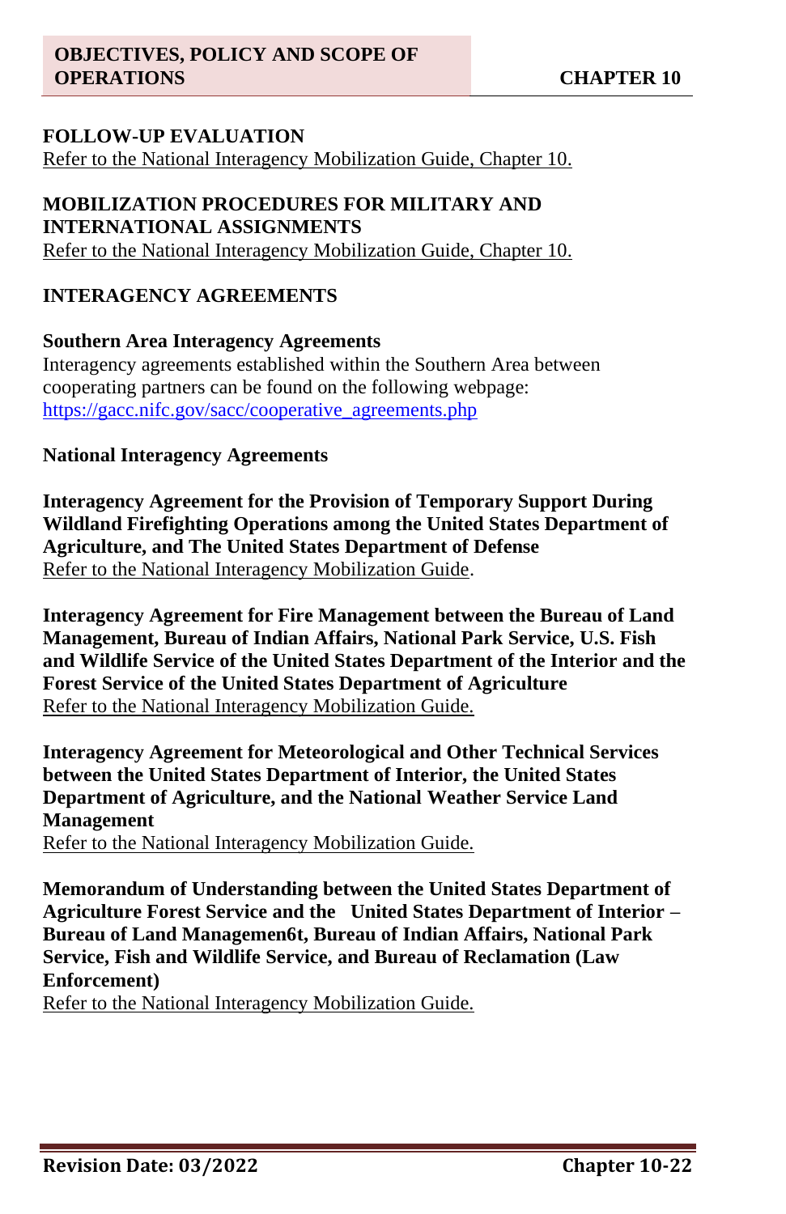## FOLLOW-UP EVALUATION

Refer to the National Interagency Mobilization Guide, Chapter 10.

## MOBILIZATION PROCEDURES FOR MILITARY AND INTERNATIONAL ASSIGNMENTS

Refer to the National Interagency Mobilization Guide, Chapter 10.

## INTERAGENCY AGREEMENTS

### Southern Area Interagency Agreements

Interagency agreements established within the Southern Area between cooperating partners can be found on the following webpage: https://gacc.nifc.gov/sacc/cooperative_agreements.php

### National Interagency Agreements

**Interagency Agreement for the Provision of Temporary Support During Wildland Firefighting Operations among the United States Department of Agriculture, and The United States Department of Defense**

Refer to the National Interagency Mobilization Guide.

**Interagency Agreement for Fire Management between the Bureau of Land Management, Bureau of Indian Affairs, National Park Service, U.S. Fish and Wildlife Service of the United States Department of the Interior and the Forest Service of the United States Department of Agriculture**

Refer to the National Interagency Mobilization Guide.

**Interagency Agreement for Meteorological and Other Technical Services between the United States Department of Interior, the United States Department of Agriculture, and the National Weather Service Land Management**

Refer to the National Interagency Mobilization Guide.

**Memorandum of Understanding between the United States Department of Agriculture Forest Service and the United States Department of Interior – Bureau of Land Managemen6t, Bureau of Indian Affairs, National Park Service, Fish and Wildlife Service, and Bureau of Reclamation (Law Enforcement)**

Refer to the National Interagency Mobilization Guide.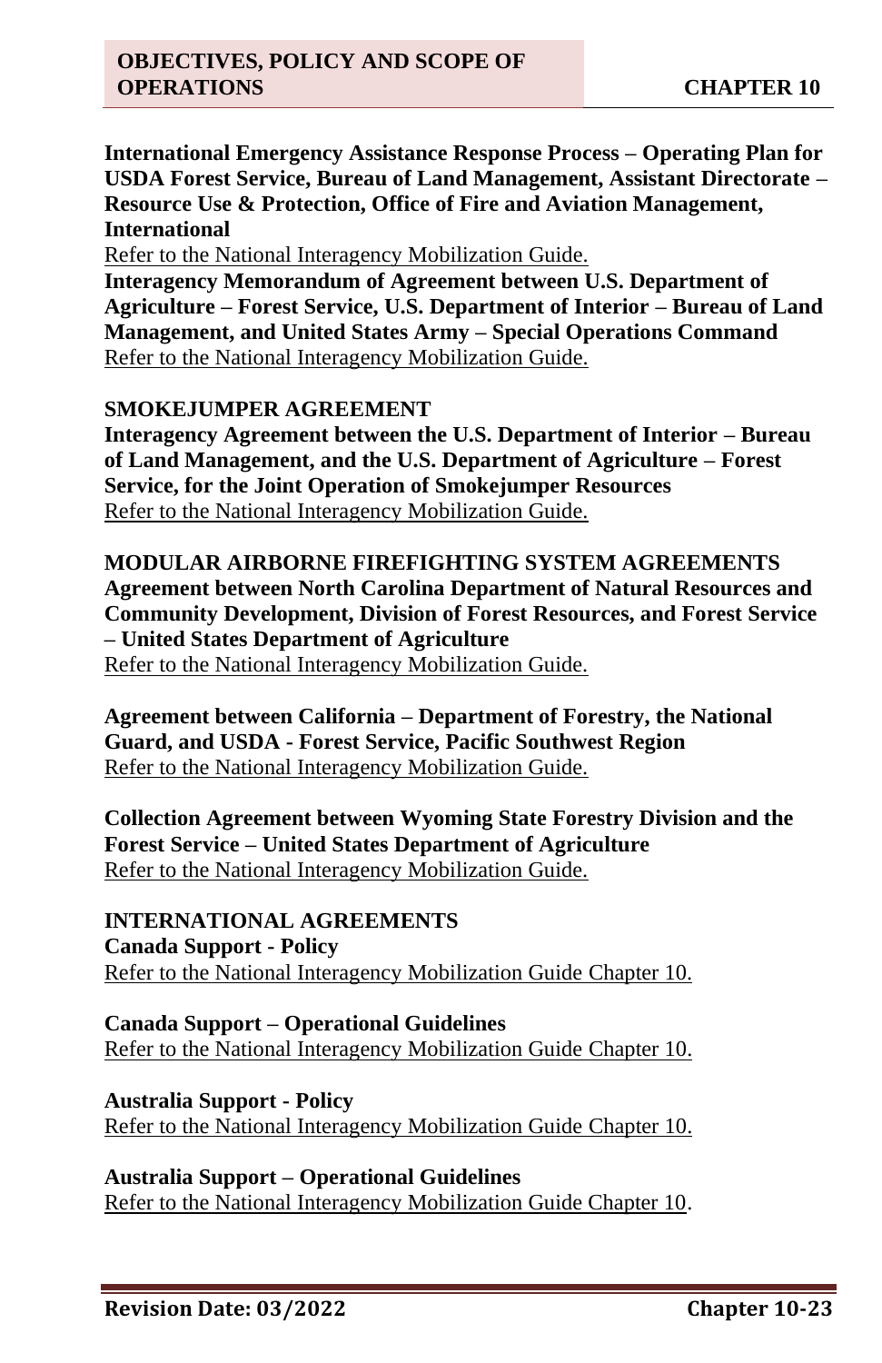**International Emergency Assistance Response Process – Operating Plan for USDA Forest Service, Bureau of Land Management, Assistant Directorate – Resource Use & Protection, Office of Fire and Aviation Management, International**

Refer to the National Interagency Mobilization Guide.

**Interagency Memorandum of Agreement between U.S. Department of Agriculture – Forest Service, U.S. Department of Interior – Bureau of Land Management, and United States Army – Special Operations Command**

Refer to the National Interagency Mobilization Guide.

## SMOKEJUMPER AGREEMENT

**Interagency Agreement between the U.S. Department of Interior – Bureau of Land Management, and the U.S. Department of Agriculture – Forest Service, for the Joint Operation of Smokejumper Resources**

Refer to the National Interagency Mobilization Guide.

## MODULAR AIRBORNE FIREFIGHTING SYSTEM AGREEMENTS

**Agreement between North Carolina Department of Natural Resources and Community Development, Division of Forest Resources, and Forest Service – United States Department of Agriculture**

Refer to the National Interagency Mobilization Guide.

**Agreement between California – Department of Forestry, the National Guard, and USDA - Forest Service, Pacific Southwest Region**

Refer to the National Interagency Mobilization Guide.

**Collection Agreement between Wyoming State Forestry Division and the Forest Service – United States Department of Agriculture**

Refer to the National Interagency Mobilization Guide.

## INTERNATIONAL AGREEMENTS

**Canada Support - Policy**

Refer to the National Interagency Mobilization Guide Chapter 10.

**Canada Support – Operational Guidelines**

Refer to the National Interagency Mobilization Guide Chapter 10.

**Australia Support - Policy**

Refer to the National Interagency Mobilization Guide Chapter 10.

**Australia Support – Operational Guidelines**

Refer to the National Interagency Mobilization Guide Chapter 10.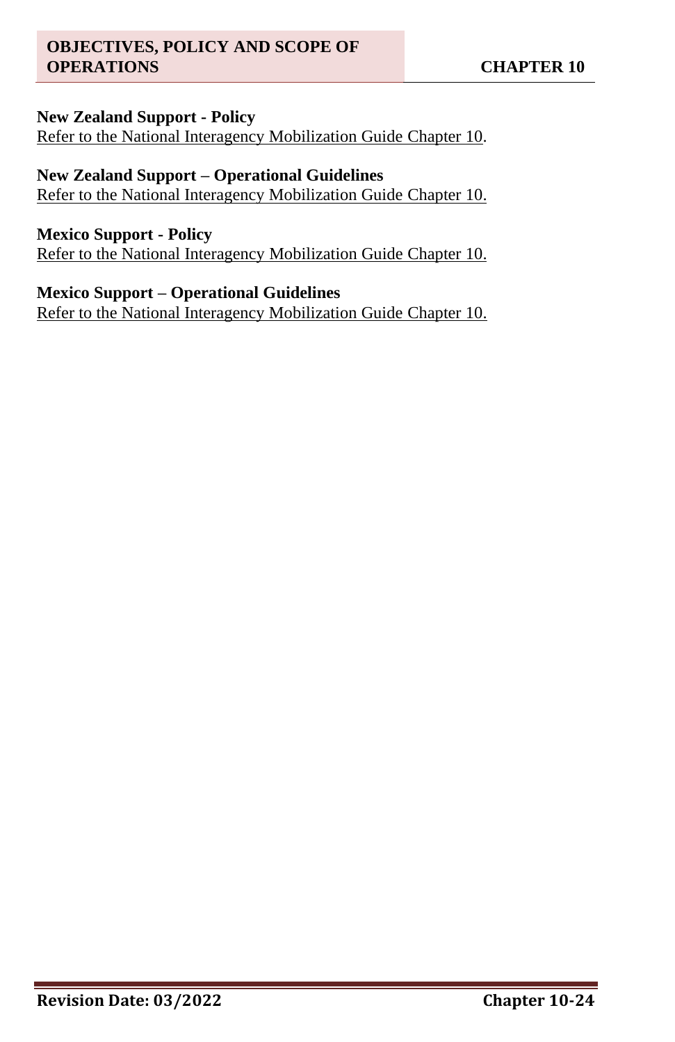**New Zealand Support - Policy**
Refer to the National Interagency Mobilization Guide Chapter 10.

**New Zealand Support – Operational Guidelines**
Refer to the National Interagency Mobilization Guide Chapter 10.

**Mexico Support - Policy**
Refer to the National Interagency Mobilization Guide Chapter 10.

**Mexico Support – Operational Guidelines**
Refer to the National Interagency Mobilization Guide Chapter 10.